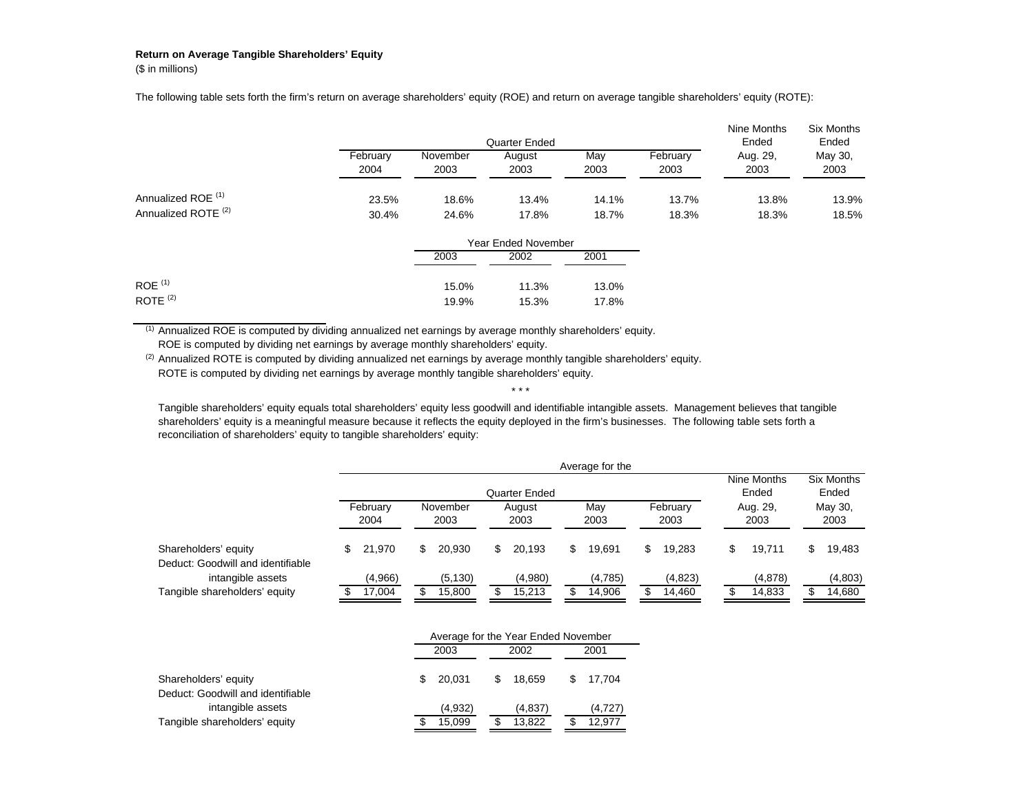**Return on Average Tangible Shareholders' Equity**
($ in millions)

The following table sets forth the firm's return on average shareholders' equity (ROE) and return on average tangible shareholders' equity (ROTE):

| | Quarter Ended | | | | | Nine Months Ended | Six Months Ended |
|---|---|---|---|---|---|---|---|
| | February 2004 | November 2003 | August 2003 | May 2003 | February 2003 | Aug. 29, 2003 | May 30, 2003 |
| Annualized ROE [(1)] | 23.5% | 18.6% | 13.4% | 14.1% | 13.7% | 13.8% | 13.9% |
| Annualized ROTE [(2)] | 30.4% | 24.6% | 17.8% | 18.7% | 18.3% | 18.3% | 18.5% |

| | Year Ended November | | |
|---|---|---|---|
| | 2003 | 2002 | 2001 |
| ROE [(1)] | 15.0% | 11.3% | 13.0% |
| ROTE [(2)] | 19.9% | 15.3% | 17.8% |

[(1)] Annualized ROE is computed by dividing annualized net earnings by average monthly shareholders' equity. ROE is computed by dividing net earnings by average monthly shareholders' equity.

[(2)] Annualized ROTE is computed by dividing annualized net earnings by average monthly tangible shareholders' equity. ROTE is computed by dividing net earnings by average monthly tangible shareholders' equity.

\* \* \*

Tangible shareholders' equity equals total shareholders' equity less goodwill and identifiable intangible assets. Management believes that tangible shareholders' equity is a meaningful measure because it reflects the equity deployed in the firm's businesses. The following table sets forth a reconciliation of shareholders' equity to tangible shareholders' equity:

| | Average for the | | | | | | |
|---|---|---|---|---|---|---|---|
| | Quarter Ended | | | | | Nine Months Ended | Six Months Ended |
| | February 2004 | November 2003 | August 2003 | May 2003 | February 2003 | Aug. 29, 2003 | May 30, 2003 |
| Shareholders' equity | $ 21,970 | $ 20,930 | $ 20,193 | $ 19,691 | $ 19,283 | $ 19,711 | $ 19,483 |
| Deduct: Goodwill and identifiable intangible assets | (4,966) | (5,130) | (4,980) | (4,785) | (4,823) | (4,878) | (4,803) |
| Tangible shareholders' equity | $ 17,004 | $ 15,800 | $ 15,213 | $ 14,906 | $ 14,460 | $ 14,833 | $ 14,680 |

| | Average for the Year Ended November | | |
|---|---|---|---|
| | 2003 | 2002 | 2001 |
| Shareholders' equity | $ 20,031 | $ 18,659 | $ 17,704 |
| Deduct: Goodwill and identifiable intangible assets | (4,932) | (4,837) | (4,727) |
| Tangible shareholders' equity | $ 15,099 | $ 13,822 | $ 12,977 |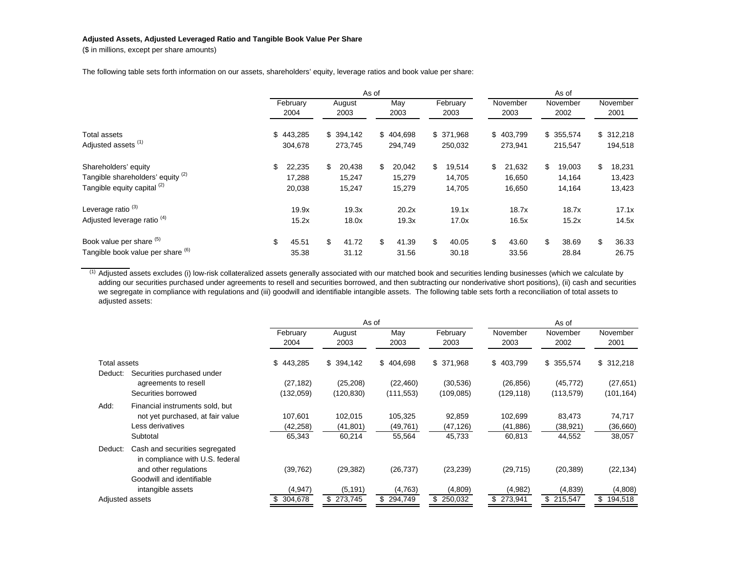**Adjusted Assets, Adjusted Leveraged Ratio and Tangible Book Value Per Share**

($ in millions, except per share amounts)

The following table sets forth information on our assets, shareholders' equity, leverage ratios and book value per share:

| | As of | | | | As of | | |
|---|---|---|---|---|---|---|---|
| | February 2004 | August 2003 | May 2003 | February 2003 | November 2003 | November 2002 | November 2001 |
| Total assets | $ 443,285 | $ 394,142 | $ 404,698 | $ 371,968 | $ 403,799 | $ 355,574 | $ 312,218 |
| Adjusted assets [(1)] | 304,678 | 273,745 | 294,749 | 250,032 | 273,941 | 215,547 | 194,518 |
| Shareholders' equity | $ 22,235 | $ 20,438 | $ 20,042 | $ 19,514 | $ 21,632 | $ 19,003 | $ 18,231 |
| Tangible shareholders' equity [(2)] | 17,288 | 15,247 | 15,279 | 14,705 | 16,650 | 14,164 | 13,423 |
| Tangible equity capital [(2)] | 20,038 | 15,247 | 15,279 | 14,705 | 16,650 | 14,164 | 13,423 |
| Leverage ratio [(3)] | 19.9x | 19.3x | 20.2x | 19.1x | 18.7x | 18.7x | 17.1x |
| Adjusted leverage ratio [(4)] | 15.2x | 18.0x | 19.3x | 17.0x | 16.5x | 15.2x | 14.5x |
| Book value per share [(5)] | $ 45.51 | $ 41.72 | $ 41.39 | $ 40.05 | $ 43.60 | $ 38.69 | $ 36.33 |
| Tangible book value per share [(6)] | 35.38 | 31.12 | 31.56 | 30.18 | 33.56 | 28.84 | 26.75 |

[(1)] Adjusted assets excludes (i) low-risk collateralized assets generally associated with our matched book and securities lending businesses (which we calculate by adding our securities purchased under agreements to resell and securities borrowed, and then subtracting our nonderivative short positions), (ii) cash and securities we segregate in compliance with regulations and (iii) goodwill and identifiable intangible assets. The following table sets forth a reconciliation of total assets to adjusted assets:

| | | As of | | | | As of | | |
|---|---|---|---|---|---|---|---|---|
| | | February 2004 | August 2003 | May 2003 | February 2003 | November 2003 | November 2002 | November 2001 |
| Total assets | | $ 443,285 | $ 394,142 | $ 404,698 | $ 371,968 | $ 403,799 | $ 355,574 | $ 312,218 |
| Deduct: | Securities purchased under agreements to resell | (27,182) | (25,208) | (22,460) | (30,536) | (26,856) | (45,772) | (27,651) |
| | Securities borrowed | (132,059) | (120,830) | (111,553) | (109,085) | (129,118) | (113,579) | (101,164) |
| Add: | Financial instruments sold, but not yet purchased, at fair value | 107,601 | 102,015 | 105,325 | 92,859 | 102,699 | 83,473 | 74,717 |
| | Less derivatives | (42,258) | (41,801) | (49,761) | (47,126) | (41,886) | (38,921) | (36,660) |
| | Subtotal | 65,343 | 60,214 | 55,564 | 45,733 | 60,813 | 44,552 | 38,057 |
| Deduct: | Cash and securities segregated in compliance with U.S. federal and other regulations | (39,762) | (29,382) | (26,737) | (23,239) | (29,715) | (20,389) | (22,134) |
| | Goodwill and identifiable intangible assets | (4,947) | (5,191) | (4,763) | (4,809) | (4,982) | (4,839) | (4,808) |
| Adjusted assets | | $ 304,678 | $ 273,745 | $ 294,749 | $ 250,032 | $ 273,941 | $ 215,547 | $ 194,518 |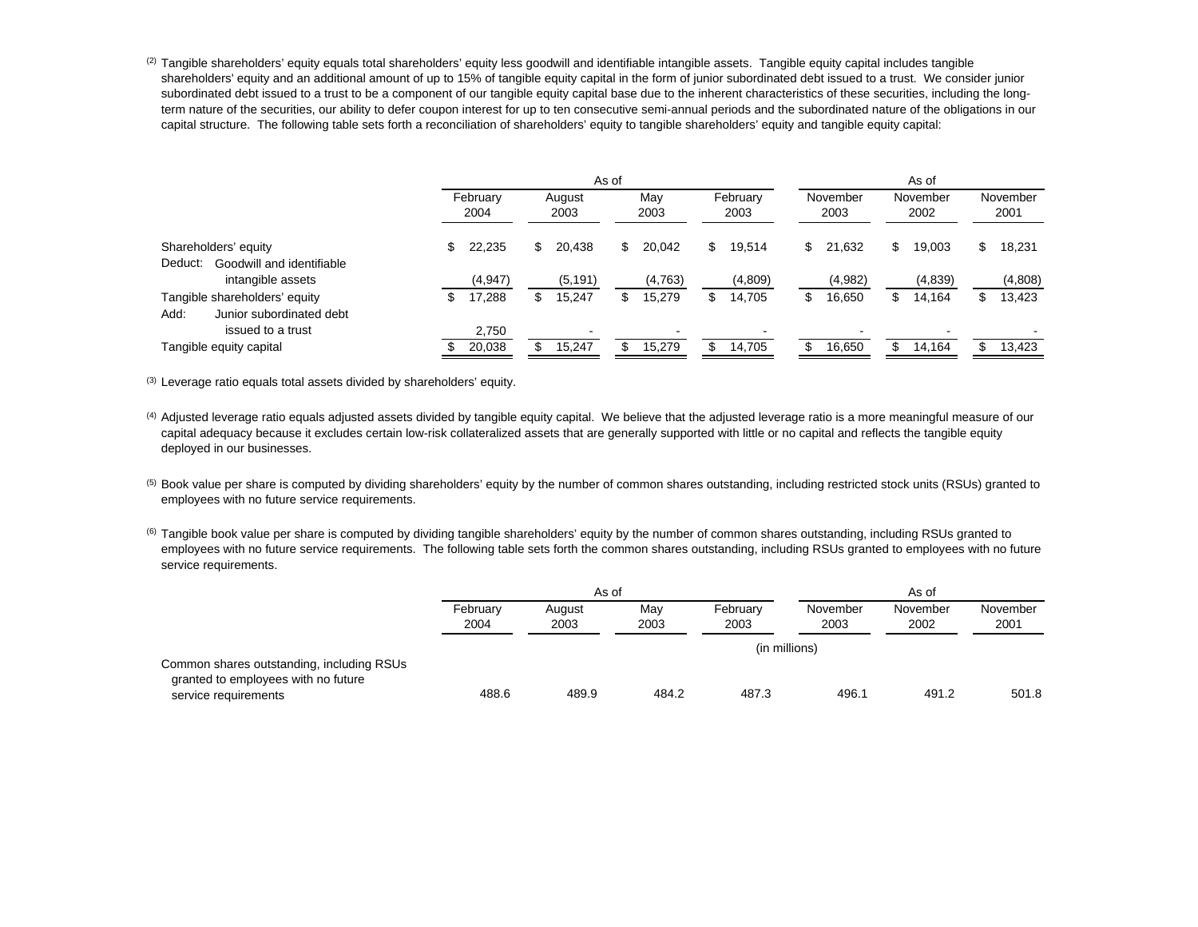(2) Tangible shareholders' equity equals total shareholders' equity less goodwill and identifiable intangible assets. Tangible equity capital includes tangible shareholders' equity and an additional amount of up to 15% of tangible equity capital in the form of junior subordinated debt issued to a trust. We consider junior subordinated debt issued to a trust to be a component of our tangible equity capital base due to the inherent characteristics of these securities, including the long-term nature of the securities, our ability to defer coupon interest for up to ten consecutive semi-annual periods and the subordinated nature of the obligations in our capital structure. The following table sets forth a reconciliation of shareholders' equity to tangible shareholders' equity and tangible equity capital:

| | As of | | | | As of | | |
|---|---|---|---|---|---|---|---|
| | February 2004 | August 2003 | May 2003 | February 2003 | November 2003 | November 2002 | November 2001 |
| Shareholders' equity | $ 22,235 | $ 20,438 | $ 20,042 | $ 19,514 | $ 21,632 | $ 19,003 | $ 18,231 |
| Deduct: Goodwill and identifiable intangible assets | (4,947) | (5,191) | (4,763) | (4,809) | (4,982) | (4,839) | (4,808) |
| Tangible shareholders' equity | $ 17,288 | $ 15,247 | $ 15,279 | $ 14,705 | $ 16,650 | $ 14,164 | $ 13,423 |
| Add: Junior subordinated debt issued to a trust | 2,750 | - | - | - | - | - | - |
| Tangible equity capital | $ 20,038 | $ 15,247 | $ 15,279 | $ 14,705 | $ 16,650 | $ 14,164 | $ 13,423 |

(3) Leverage ratio equals total assets divided by shareholders' equity.

(4) Adjusted leverage ratio equals adjusted assets divided by tangible equity capital. We believe that the adjusted leverage ratio is a more meaningful measure of our capital adequacy because it excludes certain low-risk collateralized assets that are generally supported with little or no capital and reflects the tangible equity deployed in our businesses.

(5) Book value per share is computed by dividing shareholders' equity by the number of common shares outstanding, including restricted stock units (RSUs) granted to employees with no future service requirements.

(6) Tangible book value per share is computed by dividing tangible shareholders' equity by the number of common shares outstanding, including RSUs granted to employees with no future service requirements. The following table sets forth the common shares outstanding, including RSUs granted to employees with no future service requirements.

| | As of | | | | As of | | |
|---|---|---|---|---|---|---|---|
| | February 2004 | August 2003 | May 2003 | February 2003 | November 2003 | November 2002 | November 2001 |
| | (in millions) | | | | | | |
| Common shares outstanding, including RSUs granted to employees with no future service requirements | 488.6 | 489.9 | 484.2 | 487.3 | 496.1 | 491.2 | 501.8 |